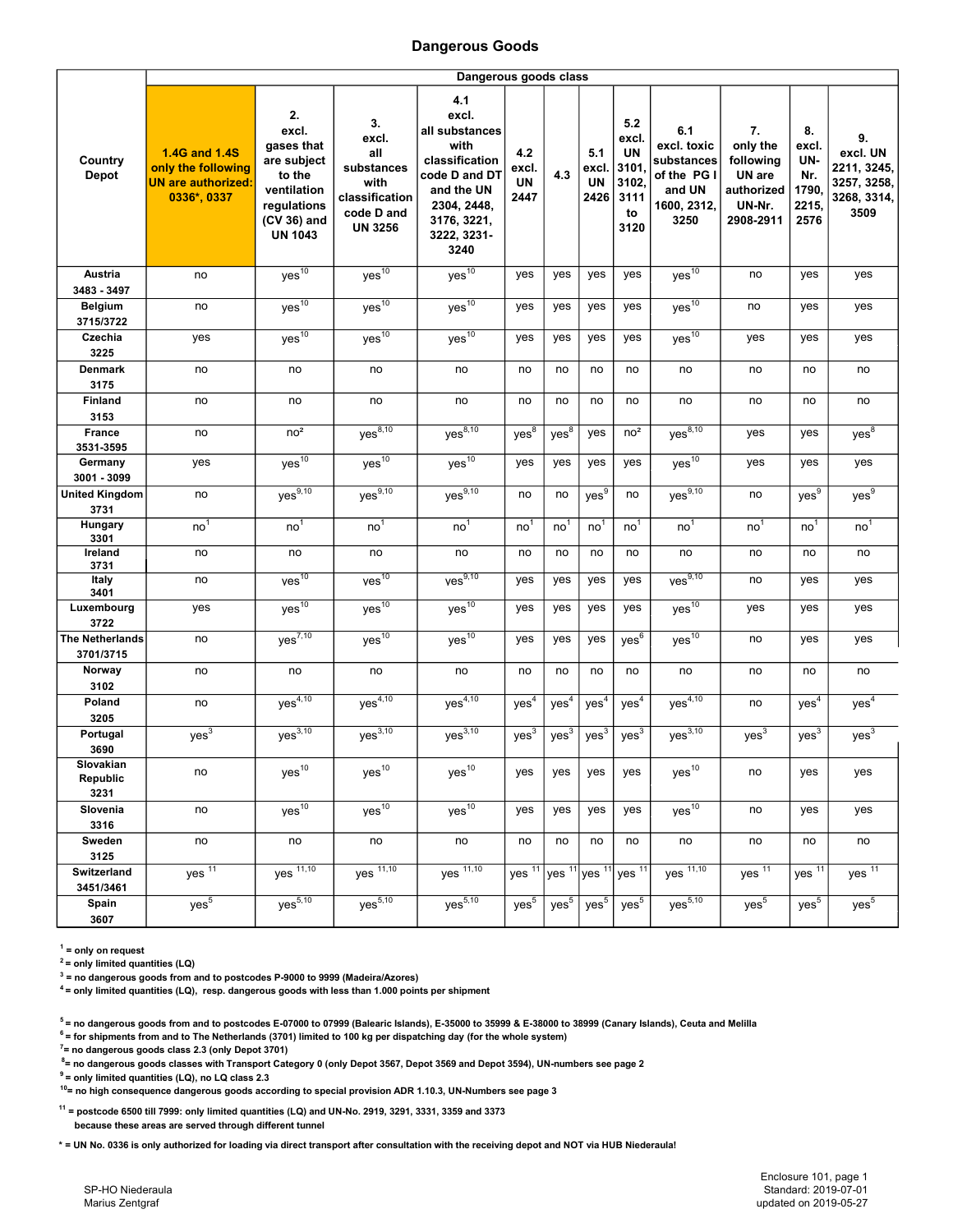# Dangerous Goods

| Country Depot | Dangerous goods class | | | | | | | | | | | |
|---|---|---|---|---|---|---|---|---|---|---|---|---|
| | 1.4G and 1.4S only the following UN are authorized: 0336*, 0337 | 2. excl. gases that are subject to the ventilation regulations (CV 36) and UN 1043 | 3. excl. all substances with classification code D and UN 3256 | 4.1 excl. all substances with classification code D and DT and the UN 2304, 2448, 3176, 3221, 3222, 3231-3240 | 4.2 excl. UN 2447 | 4.3 | 5.1 excl. UN 2426 | 5.2 excl. UN 3101, 3102, 3111 to 3120 | 6.1 excl. toxic substances of the PG I and UN 1600, 2312, 3250 | 7. only the following UN are authorized UN-Nr. 2908-2911 | 8. excl. UN-Nr. 1790, 2215, 2576 | 9. excl. UN 2211, 3245, 3257, 3258, 3268, 3314, 3509 |
| Austria 3483 - 3497 | no | yes[10] | yes[10] | yes[10] | yes | yes | yes | yes | yes[10] | no | yes | yes |
| Belgium 3715/3722 | no | yes[10] | yes[10] | yes[10] | yes | yes | yes | yes | yes[10] | no | yes | yes |
| Czechia 3225 | yes | yes[10] | yes[10] | yes[10] | yes | yes | yes | yes | yes[10] | yes | yes | yes |
| Denmark 3175 | no | no | no | no | no | no | no | no | no | no | no | no |
| Finland 3153 | no | no | no | no | no | no | no | no | no | no | no | no |
| France 3531-3595 | no | no[2] | yes[8,10] | yes[8,10] | yes[8] | yes[8] | yes | no[2] | yes[8,10] | yes | yes | yes[8] |
| Germany 3001 - 3099 | yes | yes[10] | yes[10] | yes[10] | yes | yes | yes | yes | yes[10] | yes | yes | yes |
| United Kingdom 3731 | no | yes[9,10] | yes[9,10] | yes[9,10] | no | no | yes[9] | no | yes[9,10] | no | yes[9] | yes[9] |
| Hungary 3301 | no[1] | no[1] | no[1] | no[1] | no[1] | no[1] | no[1] | no[1] | no[1] | no[1] | no[1] | no[1] |
| Ireland 3731 | no | no | no | no | no | no | no | no | no | no | no | no |
| Italy 3401 | no | yes[10] | yes[10] | yes[9,10] | yes | yes | yes | yes | yes[9,10] | no | yes | yes |
| Luxembourg 3722 | yes | yes[10] | yes[10] | yes[10] | yes | yes | yes | yes | yes[10] | yes | yes | yes |
| The Netherlands 3701/3715 | no | yes[7,10] | yes[10] | yes[10] | yes | yes | yes | yes[6] | yes[10] | no | yes | yes |
| Norway 3102 | no | no | no | no | no | no | no | no | no | no | no | no |
| Poland 3205 | no | yes[4,10] | yes[4,10] | yes[4,10] | yes[4] | yes[4] | yes[4] | yes[4] | yes[4,10] | no | yes[4] | yes[4] |
| Portugal 3690 | yes[3] | yes[3,10] | yes[3,10] | yes[3,10] | yes[3] | yes[3] | yes[3] | yes[3] | yes[3,10] | yes[3] | yes[3] | yes[3] |
| Slovakian Republic 3231 | no | yes[10] | yes[10] | yes[10] | yes | yes | yes | yes | yes[10] | no | yes | yes |
| Slovenia 3316 | no | yes[10] | yes[10] | yes[10] | yes | yes | yes | yes | yes[10] | no | yes | yes |
| Sweden 3125 | no | no | no | no | no | no | no | no | no | no | no | no |
| Switzerland 3451/3461 | yes[11] | yes[11,10] | yes[11,10] | yes[11,10] | yes[11] | yes[11] | yes[11] | yes[11] | yes[11,10] | yes[11] | yes[11] | yes[11] |
| Spain 3607 | yes[5] | yes[5,10] | yes[5,10] | yes[5,10] | yes[5] | yes[5] | yes[5] | yes[5] | yes[5,10] | yes[5] | yes[5] | yes[5] |

[1] = only on request
[2] = only limited quantities (LQ)
[3] = no dangerous goods from and to postcodes P-9000 to 9999 (Madeira/Azores)
[4] = only limited quantities (LQ), resp. dangerous goods with less than 1.000 points per shipment

[5] = no dangerous goods from and to postcodes E-07000 to 07999 (Balearic Islands), E-35000 to 35999 & E-38000 to 38999 (Canary Islands), Ceuta and Melilla
[6] = for shipments from and to The Netherlands (3701) limited to 100 kg per dispatching day (for the whole system)
[7] = no dangerous goods class 2.3 (only Depot 3701)
[8] = no dangerous goods classes with Transport Category 0 (only Depot 3567, Depot 3569 and Depot 3594), UN-numbers see page 2
[9] = only limited quantities (LQ), no LQ class 2.3
[10] = no high consequence dangerous goods according to special provision ADR 1.10.3, UN-Numbers see page 3

[11] = postcode 6500 till 7999: only limited quantities (LQ) and UN-No. 2919, 3291, 3331, 3359 and 3373
because these areas are served through different tunnel

* = UN No. 0336 is only authorized for loading via direct transport after consultation with the receiving depot and NOT via HUB Niederaula!

SP-HO Niederaula
Marius Zentgraf

Enclosure 101, page 1
Standard: 2019-07-01
updated on 2019-05-27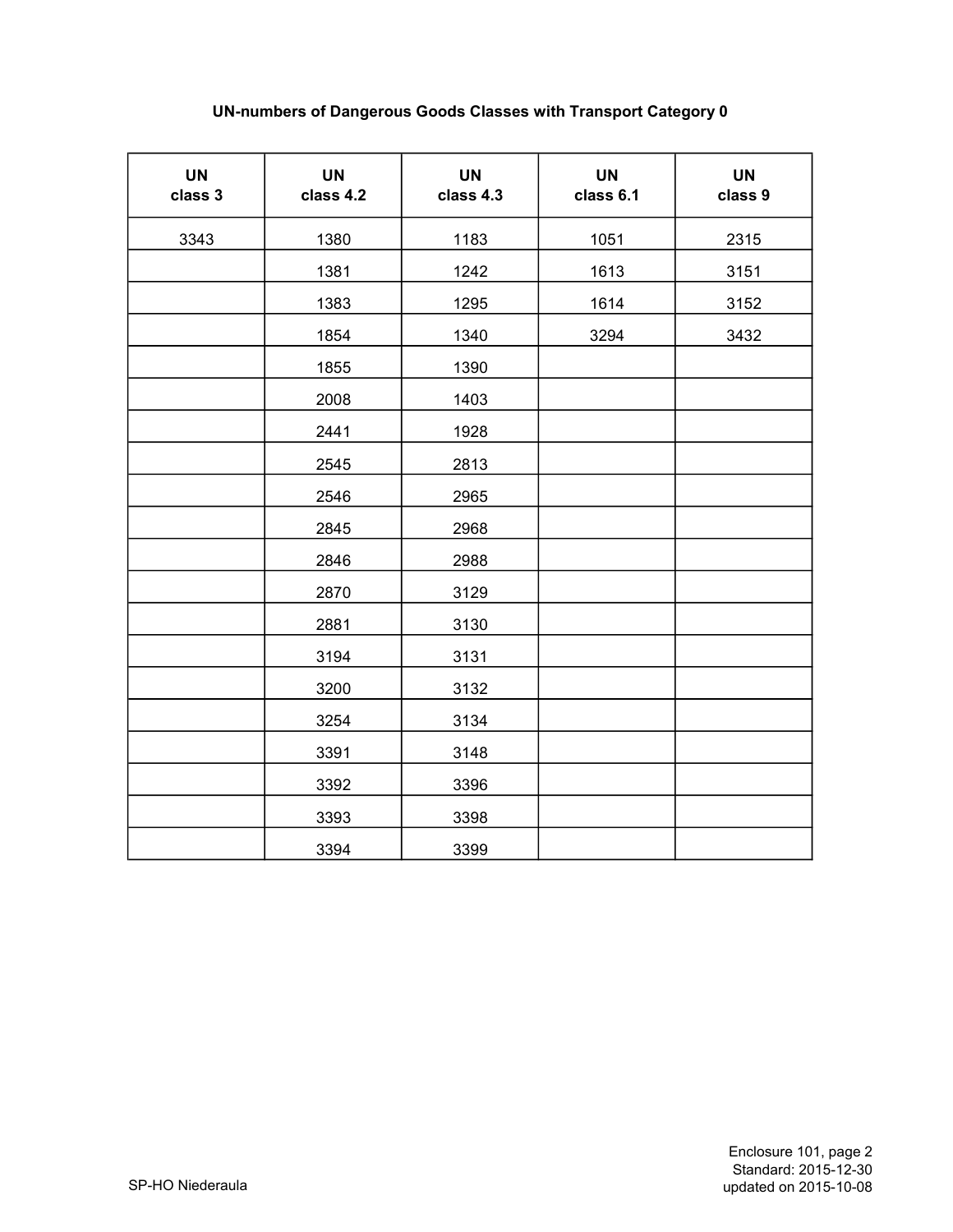# UN-numbers of Dangerous Goods Classes with Transport Category 0

| UN class 3 | UN class 4.2 | UN class 4.3 | UN class 6.1 | UN class 9 |
|---|---|---|---|---|
| 3343 | 1380 | 1183 | 1051 | 2315 |
| | 1381 | 1242 | 1613 | 3151 |
| | 1383 | 1295 | 1614 | 3152 |
| | 1854 | 1340 | 3294 | 3432 |
| | 1855 | 1390 | | |
| | 2008 | 1403 | | |
| | 2441 | 1928 | | |
| | 2545 | 2813 | | |
| | 2546 | 2965 | | |
| | 2845 | 2968 | | |
| | 2846 | 2988 | | |
| | 2870 | 3129 | | |
| | 2881 | 3130 | | |
| | 3194 | 3131 | | |
| | 3200 | 3132 | | |
| | 3254 | 3134 | | |
| | 3391 | 3148 | | |
| | 3392 | 3396 | | |
| | 3393 | 3398 | | |
| | 3394 | 3399 | | |

SP-HO Niederaula

Enclosure 101, page 2
Standard: 2015-12-30
updated on 2015-10-08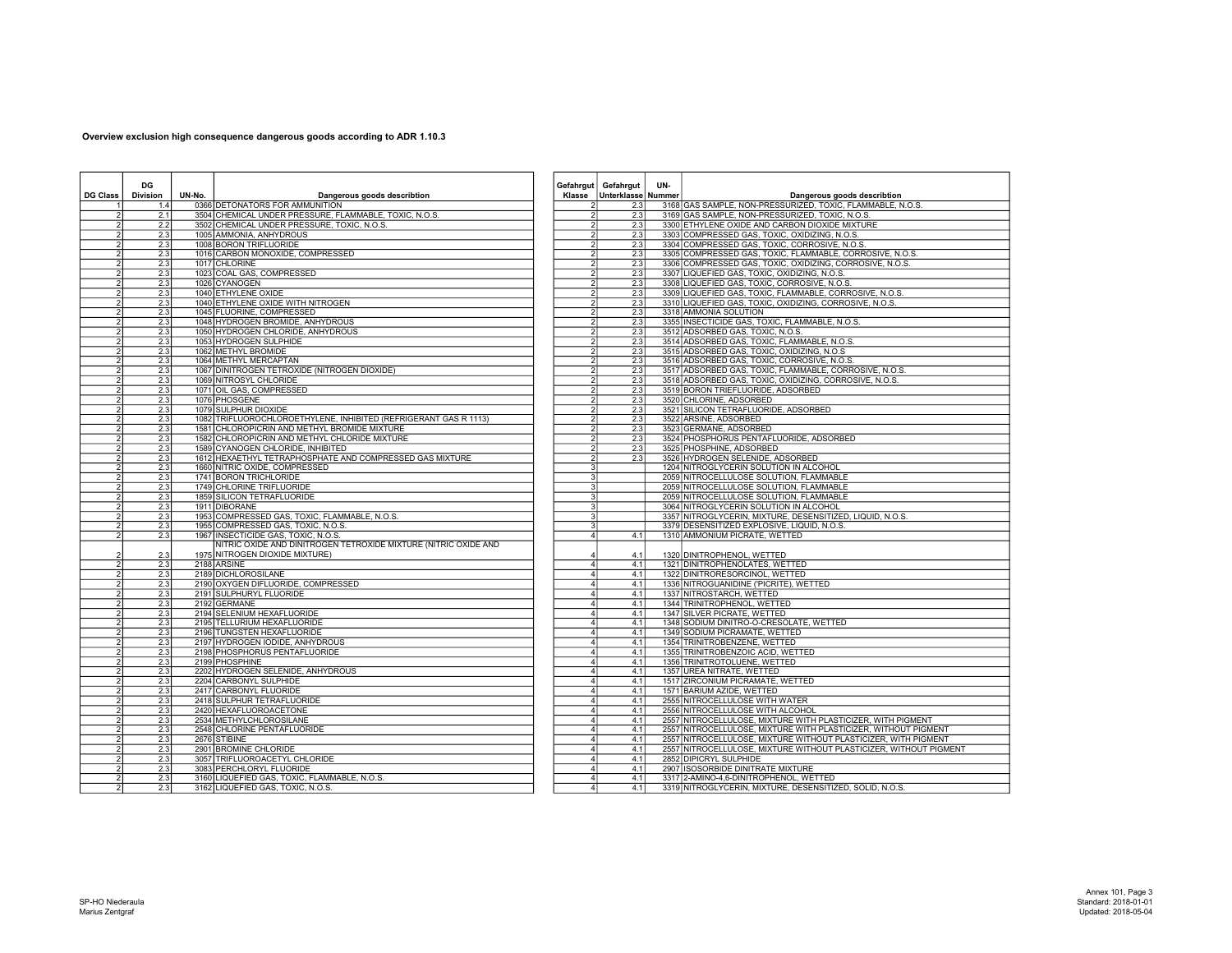**Overview exclusion high consequence dangerous goods according to ADR 1.10.3**

| DG Class | DG Division | UN-No. | Dangerous goods describtion |
|---|---|---|---|
| 1 | 1.4 | 0366 | DETONATORS FOR AMMUNITION |
| 2 | 2.1 | 3504 | CHEMICAL UNDER PRESSURE, FLAMMABLE, TOXIC, N.O.S. |
| 2 | 2.2 | 3502 | CHEMICAL UNDER PRESSURE, TOXIC, N.O.S. |
| 2 | 2.3 | 1005 | AMMONIA, ANHYDROUS |
| 2 | 2.3 | 1008 | BORON TRIFLUORIDE |
| 2 | 2.3 | 1016 | CARBON MONOXIDE, COMPRESSED |
| 2 | 2.3 | 1017 | CHLORINE |
| 2 | 2.3 | 1023 | COAL GAS, COMPRESSED |
| 2 | 2.3 | 1026 | CYANOGEN |
| 2 | 2.3 | 1040 | ETHYLENE OXIDE |
| 2 | 2.3 | 1040 | ETHYLENE OXIDE WITH NITROGEN |
| 2 | 2.3 | 1045 | FLUORINE, COMPRESSED |
| 2 | 2.3 | 1048 | HYDROGEN BROMIDE, ANHYDROUS |
| 2 | 2.3 | 1050 | HYDROGEN CHLORIDE, ANHYDROUS |
| 2 | 2.3 | 1053 | HYDROGEN SULPHIDE |
| 2 | 2.3 | 1062 | METHYL BROMIDE |
| 2 | 2.3 | 1064 | METHYL MERCAPTAN |
| 2 | 2.3 | 1067 | DINITROGEN TETROXIDE (NITROGEN DIOXIDE) |
| 2 | 2.3 | 1069 | NITROSYL CHLORIDE |
| 2 | 2.3 | 1071 | OIL GAS, COMPRESSED |
| 2 | 2.3 | 1076 | PHOSGENE |
| 2 | 2.3 | 1079 | SULPHUR DIOXIDE |
| 2 | 2.3 | 1082 | TRIFLUOROCHLOROETHYLENE, INHIBITED (REFRIGERANT GAS R 1113) |
| 2 | 2.3 | 1581 | CHLOROPICRIN AND METHYL BROMIDE MIXTURE |
| 2 | 2.3 | 1582 | CHLOROPICRIN AND METHYL CHLORIDE MIXTURE |
| 2 | 2.3 | 1589 | CYANOGEN CHLORIDE, INHIBITED |
| 2 | 2.3 | 1612 | HEXAETHYL TETRAPHOSPHATE AND COMPRESSED GAS MIXTURE |
| 2 | 2.3 | 1660 | NITRIC OXIDE, COMPRESSED |
| 2 | 2.3 | 1741 | BORON TRICHLORIDE |
| 2 | 2.3 | 1749 | CHLORINE TRIFLUORIDE |
| 2 | 2.3 | 1859 | SILICON TETRAFLUORIDE |
| 2 | 2.3 | 1911 | DIBORANE |
| 2 | 2.3 | 1953 | COMPRESSED GAS, TOXIC, FLAMMABLE, N.O.S. |
| 2 | 2.3 | 1955 | COMPRESSED GAS, TOXIC, N.O.S. |
| 2 | 2.3 | 1967 | INSECTICIDE GAS, TOXIC, N.O.S. |
| 2 | 2.3 | 1975 | NITRIC OXIDE AND DINITROGEN TETROXIDE MIXTURE (NITRIC OXIDE AND NITROGEN DIOXIDE MIXTURE) |
| 2 | 2.3 | 2188 | ARSINE |
| 2 | 2.3 | 2189 | DICHLOROSILANE |
| 2 | 2.3 | 2190 | OXYGEN DIFLUORIDE, COMPRESSED |
| 2 | 2.3 | 2191 | SULPHURYL FLUORIDE |
| 2 | 2.3 | 2192 | GERMANE |
| 2 | 2.3 | 2194 | SELENIUM HEXAFLUORIDE |
| 2 | 2.3 | 2195 | TELLURIUM HEXAFLUORIDE |
| 2 | 2.3 | 2196 | TUNGSTEN HEXAFLUORIDE |
| 2 | 2.3 | 2197 | HYDROGEN IODIDE, ANHYDROUS |
| 2 | 2.3 | 2198 | PHOSPHORUS PENTAFLUORIDE |
| 2 | 2.3 | 2199 | PHOSPHINE |
| 2 | 2.3 | 2202 | HYDROGEN SELENIDE, ANHYDROUS |
| 2 | 2.3 | 2204 | CARBONYL SULPHIDE |
| 2 | 2.3 | 2417 | CARBONYL FLUORIDE |
| 2 | 2.3 | 2418 | SULPHUR TETRAFLUORIDE |
| 2 | 2.3 | 2420 | HEXAFLUOROACETONE |
| 2 | 2.3 | 2534 | METHYLCHLOROSILANE |
| 2 | 2.3 | 2548 | CHLORINE PENTAFLUORIDE |
| 2 | 2.3 | 2676 | STIBINE |
| 2 | 2.3 | 2901 | BROMINE CHLORIDE |
| 2 | 2.3 | 3057 | TRIFLUOROACETYL CHLORIDE |
| 2 | 2.3 | 3083 | PERCHLORYL FLUORIDE |
| 2 | 2.3 | 3160 | LIQUEFIED GAS, TOXIC, FLAMMABLE, N.O.S. |
| 2 | 2.3 | 3162 | LIQUEFIED GAS, TOXIC, N.O.S. |

| Gefahrgut Klasse | Gefahrgut Unterklasse | UN-Nummer | Dangerous goods describtion |
|---|---|---|---|
| 2 | 2.3 | 3168 | GAS SAMPLE, NON-PRESSURIZED, TOXIC, FLAMMABLE, N.O.S. |
| 2 | 2.3 | 3169 | GAS SAMPLE, NON-PRESSURIZED, TOXIC, N.O.S. |
| 2 | 2.3 | 3300 | ETHYLENE OXIDE AND CARBON DIOXIDE MIXTURE |
| 2 | 2.3 | 3303 | COMPRESSED GAS, TOXIC, OXIDIZING, N.O.S. |
| 2 | 2.3 | 3304 | COMPRESSED GAS, TOXIC, CORROSIVE, N.O.S. |
| 2 | 2.3 | 3305 | COMPRESSED GAS, TOXIC, FLAMMABLE, CORROSIVE, N.O.S. |
| 2 | 2.3 | 3306 | COMPRESSED GAS, TOXIC, OXIDIZING, CORROSIVE, N.O.S. |
| 2 | 2.3 | 3307 | LIQUEFIED GAS, TOXIC, OXIDIZING, N.O.S. |
| 2 | 2.3 | 3308 | LIQUEFIED GAS, TOXIC, CORROSIVE, N.O.S. |
| 2 | 2.3 | 3309 | LIQUEFIED GAS, TOXIC, FLAMMABLE, CORROSIVE, N.O.S. |
| 2 | 2.3 | 3310 | LIQUEFIED GAS, TOXIC, OXIDIZING, CORROSIVE, N.O.S. |
| 2 | 2.3 | 3318 | AMMONIA SOLUTION |
| 2 | 2.3 | 3355 | INSECTICIDE GAS, TOXIC, FLAMMABLE, N.O.S. |
| 2 | 2.3 | 3512 | ADSORBED GAS, TOXIC, N.O.S. |
| 2 | 2.3 | 3514 | ADSORBED GAS, TOXIC, FLAMMABLE, N.O.S. |
| 2 | 2.3 | 3515 | ADSORBED GAS, TOXIC, OXIDIZING, N.O.S |
| 2 | 2.3 | 3516 | ADSORBED GAS, TOXIC, CORROSIVE, N.O.S. |
| 2 | 2.3 | 3517 | ADSORBED GAS, TOXIC, FLAMMABLE, CORROSIVE, N.O.S. |
| 2 | 2.3 | 3518 | ADSORBED GAS, TOXIC, OXIDIZING, CORROSIVE, N.O.S. |
| 2 | 2.3 | 3519 | BORON TRIEFLUORIDE, ADSORBED |
| 2 | 2.3 | 3520 | CHLORINE, ADSORBED |
| 2 | 2.3 | 3521 | SILICON TETRAFLUORIDE, ADSORBED |
| 2 | 2.3 | 3522 | ARSINE, ADSORBED |
| 2 | 2.3 | 3523 | GERMANE, ADSORBED |
| 2 | 2.3 | 3524 | PHOSPHORUS PENTAFLUORIDE, ADSORBED |
| 2 | 2.3 | 3525 | PHOSPHINE, ADSORBED |
| 2 | 2.3 | 3526 | HYDROGEN SELENIDE, ADSORBED |
| 3 | | 1204 | NITROGLYCERIN SOLUTION IN ALCOHOL |
| 3 | | 2059 | NITROCELLULOSE SOLUTION, FLAMMABLE |
| 3 | | 2059 | NITROCELLULOSE SOLUTION, FLAMMABLE |
| 3 | | 2059 | NITROCELLULOSE SOLUTION, FLAMMABLE |
| 3 | | 3064 | NITROGLYCERIN SOLUTION IN ALCOHOL |
| 3 | | 3357 | NITROGLYCERIN, MIXTURE, DESENSITIZED, LIQUID, N.O.S. |
| 3 | | 3379 | DESENSITIZED EXPLOSIVE, LIQUID, N.O.S. |
| 4 | 4.1 | 1310 | AMMONIUM PICRATE, WETTED |
| 4 | 4.1 | 1320 | DINITROPHENOL, WETTED |
| 4 | 4.1 | 1321 | DINITROPHENOLATES, WETTED |
| 4 | 4.1 | 1322 | DINITRORESORCINOL, WETTED |
| 4 | 4.1 | 1336 | NITROGUANIDINE ('PICRITE), WETTED |
| 4 | 4.1 | 1337 | NITROSTARCH, WETTED |
| 4 | 4.1 | 1344 | TRINITROPHENOL, WETTED |
| 4 | 4.1 | 1347 | SILVER PICRATE, WETTED |
| 4 | 4.1 | 1348 | SODIUM DINITRO-O-CRESOLATE, WETTED |
| 4 | 4.1 | 1349 | SODIUM PICRAMATE, WETTED |
| 4 | 4.1 | 1354 | TRINITROBENZENE, WETTED |
| 4 | 4.1 | 1355 | TRINITROBENZOIC ACID, WETTED |
| 4 | 4.1 | 1356 | TRINITROTOLUENE, WETTED |
| 4 | 4.1 | 1357 | UREA NITRATE, WETTED |
| 4 | 4.1 | 1517 | ZIRCONIUM PICRAMATE, WETTED |
| 4 | 4.1 | 1571 | BARIUM AZIDE, WETTED |
| 4 | 4.1 | 2555 | NITROCELLULOSE WITH WATER |
| 4 | 4.1 | 2556 | NITROCELLULOSE WITH ALCOHOL |
| 4 | 4.1 | 2557 | NITROCELLULOSE, MIXTURE WITH PLASTICIZER, WITH PIGMENT |
| 4 | 4.1 | 2557 | NITROCELLULOSE, MIXTURE WITH PLASTICIZER, WITHOUT PIGMENT |
| 4 | 4.1 | 2557 | NITROCELLULOSE, MIXTURE WITHOUT PLASTICIZER, WITH PIGMENT |
| 4 | 4.1 | 2557 | NITROCELLULOSE, MIXTURE WITHOUT PLASTICIZER, WITHOUT PIGMENT |
| 4 | 4.1 | 2852 | DIPICRYL SULPHIDE |
| 4 | 4.1 | 2907 | ISOSORBIDE DINITRATE MIXTURE |
| 4 | 4.1 | 3317 | 2-AMINO-4,6-DINITROPHENOL, WETTED |
| 4 | 4.1 | 3319 | NITROGLYCERIN, MIXTURE, DESENSITIZED, SOLID, N.O.S. |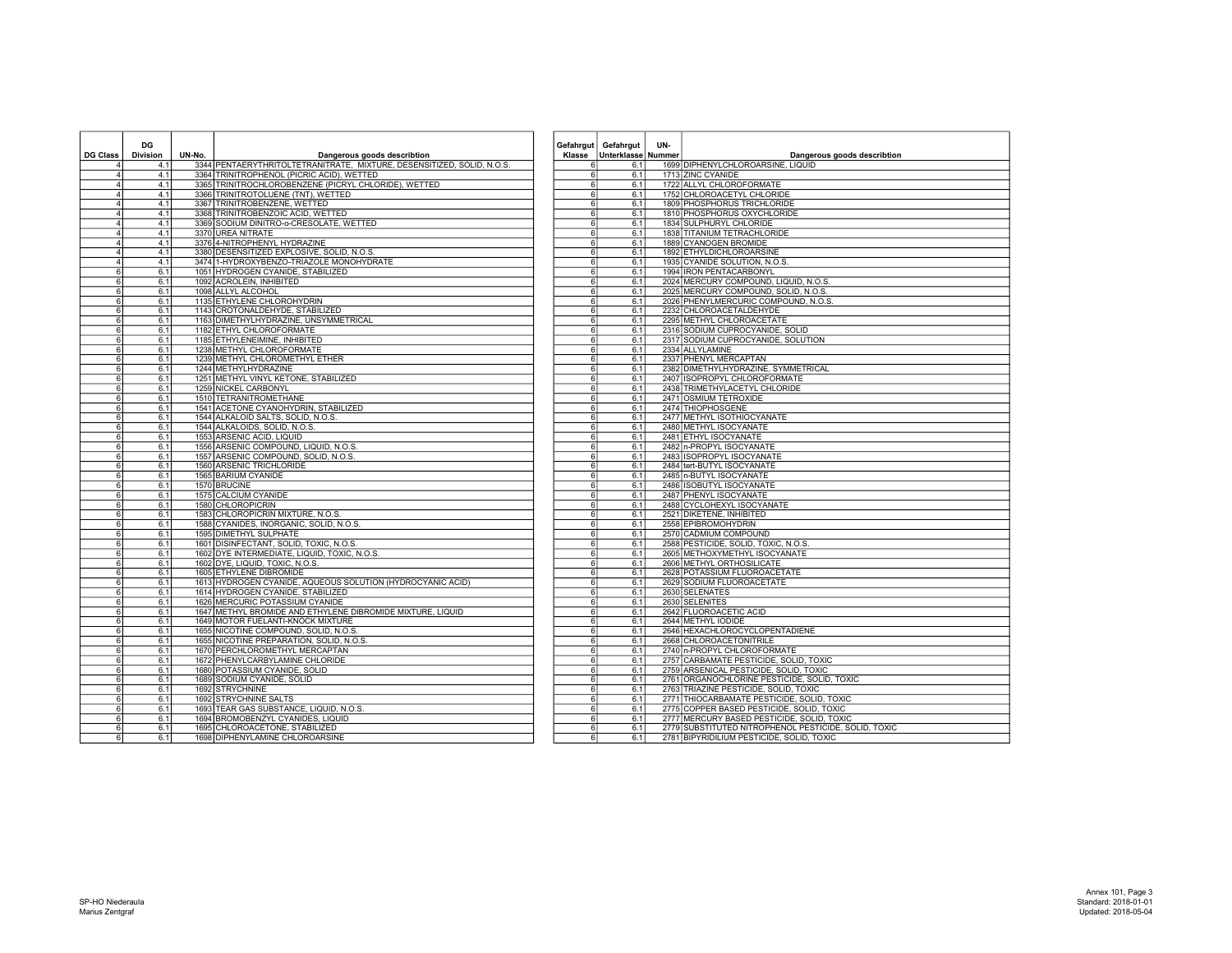| DG Class | DG Division | UN-No. | Dangerous goods describtion |
|---|---|---|---|
| 4 | 4.1 | 3344 | PENTAERYTHRITOLTETRANITRATE, MIXTURE, DESENSITIZED, SOLID, N.O.S. |
| 4 | 4.1 | 3364 | TRINITROPHENOL (PICRIC ACID), WETTED |
| 4 | 4.1 | 3365 | TRINITROCHLOROBENZENE (PICRYL CHLORIDE), WETTED |
| 4 | 4.1 | 3366 | TRINITROTOLUENE (TNT), WETTED |
| 4 | 4.1 | 3367 | TRINITROBENZENE, WETTED |
| 4 | 4.1 | 3368 | TRINITROBENZOIC ACID, WETTED |
| 4 | 4.1 | 3369 | SODIUM DINITRO-o-CRESOLATE, WETTED |
| 4 | 4.1 | 3370 | UREA NITRATE |
| 4 | 4.1 | 3376 | 4-NITROPHENYL HYDRAZINE |
| 4 | 4.1 | 3380 | DESENSITIZED EXPLOSIVE, SOLID, N.O.S. |
| 4 | 4.1 | 3474 | 1-HYDROXYBENZO-TRIAZOLE MONOHYDRATE |
| 6 | 6.1 | 1051 | HYDROGEN CYANIDE, STABILIZED |
| 6 | 6.1 | 1092 | ACROLEIN, INHIBITED |
| 6 | 6.1 | 1098 | ALLYL ALCOHOL |
| 6 | 6.1 | 1135 | ETHYLENE CHLOROHYDRIN |
| 6 | 6.1 | 1143 | CROTONALDEHYDE, STABILIZED |
| 6 | 6.1 | 1163 | DIMETHYLHYDRAZINE, UNSYMMETRICAL |
| 6 | 6.1 | 1182 | ETHYL CHLOROFORMATE |
| 6 | 6.1 | 1185 | ETHYLENEIMINE, INHIBITED |
| 6 | 6.1 | 1238 | METHYL CHLOROFORMATE |
| 6 | 6.1 | 1239 | METHYL CHLOROMETHYL ETHER |
| 6 | 6.1 | 1244 | METHYLHYDRAZINE |
| 6 | 6.1 | 1251 | METHYL VINYL KETONE, STABILIZED |
| 6 | 6.1 | 1259 | NICKEL CARBONYL |
| 6 | 6.1 | 1510 | TETRANITROMETHANE |
| 6 | 6.1 | 1541 | ACETONE CYANOHYDRIN, STABILIZED |
| 6 | 6.1 | 1544 | ALKALOID SALTS, SOLID, N.O.S. |
| 6 | 6.1 | 1544 | ALKALOIDS, SOLID, N.O.S. |
| 6 | 6.1 | 1553 | ARSENIC ACID, LIQUID |
| 6 | 6.1 | 1556 | ARSENIC COMPOUND, LIQUID, N.O.S. |
| 6 | 6.1 | 1557 | ARSENIC COMPOUND, SOLID, N.O.S. |
| 6 | 6.1 | 1560 | ARSENIC TRICHLORIDE |
| 6 | 6.1 | 1565 | BARIUM CYANIDE |
| 6 | 6.1 | 1570 | BRUCINE |
| 6 | 6.1 | 1575 | CALCIUM CYANIDE |
| 6 | 6.1 | 1580 | CHLOROPICRIN |
| 6 | 6.1 | 1583 | CHLOROPICRIN MIXTURE, N.O.S. |
| 6 | 6.1 | 1588 | CYANIDES, INORGANIC, SOLID, N.O.S. |
| 6 | 6.1 | 1595 | DIMETHYL SULPHATE |
| 6 | 6.1 | 1601 | DISINFECTANT, SOLID, TOXIC, N.O.S. |
| 6 | 6.1 | 1602 | DYE INTERMEDIATE, LIQUID, TOXIC, N.O.S. |
| 6 | 6.1 | 1602 | DYE, LIQUID, TOXIC, N.O.S. |
| 6 | 6.1 | 1605 | ETHYLENE DIBROMIDE |
| 6 | 6.1 | 1613 | HYDROGEN CYANIDE, AQUEOUS SOLUTION (HYDROCYANIC ACID) |
| 6 | 6.1 | 1614 | HYDROGEN CYANIDE, STABILIZED |
| 6 | 6.1 | 1626 | MERCURIC POTASSIUM CYANIDE |
| 6 | 6.1 | 1647 | METHYL BROMIDE AND ETHYLENE DIBROMIDE MIXTURE, LIQUID |
| 6 | 6.1 | 1649 | MOTOR FUELANTI-KNOCK MIXTURE |
| 6 | 6.1 | 1655 | NICOTINE COMPOUND, SOLID, N.O.S. |
| 6 | 6.1 | 1655 | NICOTINE PREPARATION, SOLID, N.O.S. |
| 6 | 6.1 | 1670 | PERCHLOROMETHYL MERCAPTAN |
| 6 | 6.1 | 1672 | PHENYLCARBYLAMINE CHLORIDE |
| 6 | 6.1 | 1680 | POTASSIUM CYANIDE, SOLID |
| 6 | 6.1 | 1689 | SODIUM CYANIDE, SOLID |
| 6 | 6.1 | 1692 | STRYCHNINE |
| 6 | 6.1 | 1692 | STRYCHNINE SALTS |
| 6 | 6.1 | 1693 | TEAR GAS SUBSTANCE, LIQUID, N.O.S. |
| 6 | 6.1 | 1694 | BROMOBENZYL CYANIDES, LIQUID |
| 6 | 6.1 | 1695 | CHLOROACETONE, STABILIZED |
| 6 | 6.1 | 1698 | DIPHENYLAMINE CHLOROARSINE |

| Gefahrgut Klasse | Gefahrgut Unterklasse | UN-Nummer | Dangerous goods describtion |
|---|---|---|---|
| 6 | 6.1 | 1699 | DIPHENYLCHLOROARSINE, LIQUID |
| 6 | 6.1 | 1713 | ZINC CYANIDE |
| 6 | 6.1 | 1722 | ALLYL CHLOROFORMATE |
| 6 | 6.1 | 1752 | CHLOROACETYL CHLORIDE |
| 6 | 6.1 | 1809 | PHOSPHORUS TRICHLORIDE |
| 6 | 6.1 | 1810 | PHOSPHORUS OXYCHLORIDE |
| 6 | 6.1 | 1834 | SULPHURYL CHLORIDE |
| 6 | 6.1 | 1838 | TITANIUM TETRACHLORIDE |
| 6 | 6.1 | 1889 | CYANOGEN BROMIDE |
| 6 | 6.1 | 1892 | ETHYLDICHLOROARSINE |
| 6 | 6.1 | 1935 | CYANIDE SOLUTION, N.O.S. |
| 6 | 6.1 | 1994 | IRON PENTACARBONYL |
| 6 | 6.1 | 2024 | MERCURY COMPOUND, LIQUID, N.O.S. |
| 6 | 6.1 | 2025 | MERCURY COMPOUND, SOLID, N.O.S. |
| 6 | 6.1 | 2026 | PHENYLMERCURIC COMPOUND, N.O.S. |
| 6 | 6.1 | 2232 | CHLOROACETALDEHYDE |
| 6 | 6.1 | 2295 | METHYL CHLOROACETATE |
| 6 | 6.1 | 2316 | SODIUM CUPROCYANIDE, SOLID |
| 6 | 6.1 | 2317 | SODIUM CUPROCYANIDE, SOLUTION |
| 6 | 6.1 | 2334 | ALLYLAMINE |
| 6 | 6.1 | 2337 | PHENYL MERCAPTAN |
| 6 | 6.1 | 2382 | DIMETHYLHYDRAZINE, SYMMETRICAL |
| 6 | 6.1 | 2407 | ISOPROPYL CHLOROFORMATE |
| 6 | 6.1 | 2438 | TRIMETHYLACETYL CHLORIDE |
| 6 | 6.1 | 2471 | OSMIUM TETROXIDE |
| 6 | 6.1 | 2474 | THIOPHOSGENE |
| 6 | 6.1 | 2477 | METHYL ISOTHIOCYANATE |
| 6 | 6.1 | 2480 | METHYL ISOCYANATE |
| 6 | 6.1 | 2481 | ETHYL ISOCYANATE |
| 6 | 6.1 | 2482 | n-PROPYL ISOCYANATE |
| 6 | 6.1 | 2483 | ISOPROPYL ISOCYANATE |
| 6 | 6.1 | 2484 | tert-BUTYL ISOCYANATE |
| 6 | 6.1 | 2485 | n-BUTYL ISOCYANATE |
| 6 | 6.1 | 2486 | ISOBUTYL ISOCYANATE |
| 6 | 6.1 | 2487 | PHENYL ISOCYANATE |
| 6 | 6.1 | 2488 | CYCLOHEXYL ISOCYANATE |
| 6 | 6.1 | 2521 | DIKETENE, INHIBITED |
| 6 | 6.1 | 2558 | EPIBROMOHYDRIN |
| 6 | 6.1 | 2570 | CADMIUM COMPOUND |
| 6 | 6.1 | 2588 | PESTICIDE, SOLID, TOXIC, N.O.S. |
| 6 | 6.1 | 2605 | METHOXYMETHYL ISOCYANATE |
| 6 | 6.1 | 2606 | METHYL ORTHOSILICATE |
| 6 | 6.1 | 2628 | POTASSIUM FLUOROACETATE |
| 6 | 6.1 | 2629 | SODIUM FLUOROACETATE |
| 6 | 6.1 | 2630 | SELENATES |
| 6 | 6.1 | 2630 | SELENITES |
| 6 | 6.1 | 2642 | FLUOROACETIC ACID |
| 6 | 6.1 | 2644 | METHYL IODIDE |
| 6 | 6.1 | 2646 | HEXACHLOROCYCLOPENTADIENE |
| 6 | 6.1 | 2668 | CHLOROACETONITRILE |
| 6 | 6.1 | 2740 | n-PROPYL CHLOROFORMATE |
| 6 | 6.1 | 2757 | CARBAMATE PESTICIDE, SOLID, TOXIC |
| 6 | 6.1 | 2759 | ARSENICAL PESTICIDE, SOLID, TOXIC |
| 6 | 6.1 | 2761 | ORGANOCHLORINE PESTICIDE, SOLID, TOXIC |
| 6 | 6.1 | 2763 | TRIAZINE PESTICIDE, SOLID, TOXIC |
| 6 | 6.1 | 2771 | THIOCARBAMATE PESTICIDE, SOLID, TOXIC |
| 6 | 6.1 | 2775 | COPPER BASED PESTICIDE, SOLID, TOXIC |
| 6 | 6.1 | 2777 | MERCURY BASED PESTICIDE, SOLID, TOXIC |
| 6 | 6.1 | 2779 | SUBSTITUTED NITROPHENOL PESTICIDE, SOLID, TOXIC |
| 6 | 6.1 | 2781 | BIPYRIDILIUM PESTICIDE, SOLID, TOXIC |

SP-HO Niederaula
Marius Zentgraf

Annex 101, Page 3
Standard: 2018-01-01
Updated: 2018-05-04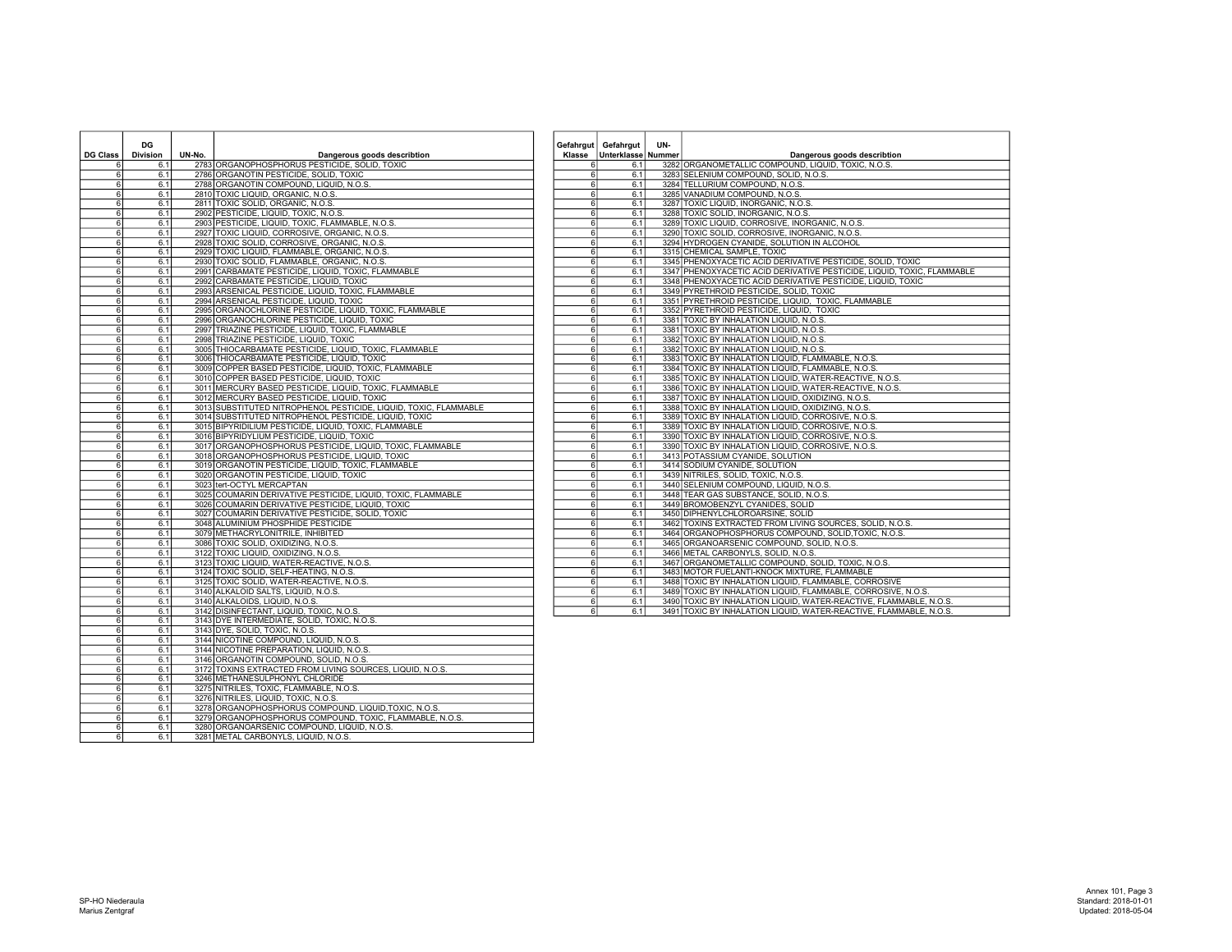| DG Class | DG Division | UN-No. | Dangerous goods describtion |
|---|---|---|---|
| 6 | 6.1 | 2783 | ORGANOPHOSPHORUS PESTICIDE, SOLID, TOXIC |
| 6 | 6.1 | 2786 | ORGANOTIN PESTICIDE, SOLID, TOXIC |
| 6 | 6.1 | 2788 | ORGANOTIN COMPOUND, LIQUID, N.O.S. |
| 6 | 6.1 | 2810 | TOXIC LIQUID, ORGANIC, N.O.S. |
| 6 | 6.1 | 2811 | TOXIC SOLID, ORGANIC, N.O.S. |
| 6 | 6.1 | 2902 | PESTICIDE, LIQUID, TOXIC, N.O.S. |
| 6 | 6.1 | 2903 | PESTICIDE, LIQUID, TOXIC, FLAMMABLE, N.O.S. |
| 6 | 6.1 | 2927 | TOXIC LIQUID, CORROSIVE, ORGANIC, N.O.S. |
| 6 | 6.1 | 2928 | TOXIC SOLID, CORROSIVE, ORGANIC, N.O.S. |
| 6 | 6.1 | 2929 | TOXIC LIQUID, FLAMMABLE, ORGANIC, N.O.S. |
| 6 | 6.1 | 2930 | TOXIC SOLID, FLAMMABLE, ORGANIC, N.O.S. |
| 6 | 6.1 | 2991 | CARBAMATE PESTICIDE, LIQUID, TOXIC, FLAMMABLE |
| 6 | 6.1 | 2992 | CARBAMATE PESTICIDE, LIQUID, TOXIC |
| 6 | 6.1 | 2993 | ARSENICAL PESTICIDE, LIQUID, TOXIC, FLAMMABLE |
| 6 | 6.1 | 2994 | ARSENICAL PESTICIDE, LIQUID, TOXIC |
| 6 | 6.1 | 2995 | ORGANOCHLORINE PESTICIDE, LIQUID, TOXIC, FLAMMABLE |
| 6 | 6.1 | 2996 | ORGANOCHLORINE PESTICIDE, LIQUID, TOXIC |
| 6 | 6.1 | 2997 | TRIAZINE PESTICIDE, LIQUID, TOXIC, FLAMMABLE |
| 6 | 6.1 | 2998 | TRIAZINE PESTICIDE, LIQUID, TOXIC |
| 6 | 6.1 | 3005 | THIOCARBAMATE PESTICIDE, LIQUID, TOXIC, FLAMMABLE |
| 6 | 6.1 | 3006 | THIOCARBAMATE PESTICIDE, LIQUID, TOXIC |
| 6 | 6.1 | 3009 | COPPER BASED PESTICIDE, LIQUID, TOXIC, FLAMMABLE |
| 6 | 6.1 | 3010 | COPPER BASED PESTICIDE, LIQUID, TOXIC |
| 6 | 6.1 | 3011 | MERCURY BASED PESTICIDE, LIQUID, TOXIC, FLAMMABLE |
| 6 | 6.1 | 3012 | MERCURY BASED PESTICIDE, LIQUID, TOXIC |
| 6 | 6.1 | 3013 | SUBSTITUTED NITROPHENOL PESTICIDE, LIQUID, TOXIC, FLAMMABLE |
| 6 | 6.1 | 3014 | SUBSTITUTED NITROPHENOL PESTICIDE, LIQUID, TOXIC |
| 6 | 6.1 | 3015 | BIPYRIDILIUM PESTICIDE, LIQUID, TOXIC, FLAMMABLE |
| 6 | 6.1 | 3016 | BIPYRIDYLIUM PESTICIDE, LIQUID, TOXIC |
| 6 | 6.1 | 3017 | ORGANOPHOSPHORUS PESTICIDE, LIQUID, TOXIC, FLAMMABLE |
| 6 | 6.1 | 3018 | ORGANOPHOSPHORUS PESTICIDE, LIQUID, TOXIC |
| 6 | 6.1 | 3019 | ORGANOTIN PESTICIDE, LIQUID, TOXIC, FLAMMABLE |
| 6 | 6.1 | 3020 | ORGANOTIN PESTICIDE, LIQUID, TOXIC |
| 6 | 6.1 | 3023 | tert-OCTYL MERCAPTAN |
| 6 | 6.1 | 3025 | COUMARIN DERIVATIVE PESTICIDE, LIQUID, TOXIC, FLAMMABLE |
| 6 | 6.1 | 3026 | COUMARIN DERIVATIVE PESTICIDE, LIQUID, TOXIC |
| 6 | 6.1 | 3027 | COUMARIN DERIVATIVE PESTICIDE, SOLID, TOXIC |
| 6 | 6.1 | 3048 | ALUMINIUM PHOSPHIDE PESTICIDE |
| 6 | 6.1 | 3079 | METHACRYLONITRILE, INHIBITED |
| 6 | 6.1 | 3086 | TOXIC SOLID, OXIDIZING, N.O.S. |
| 6 | 6.1 | 3122 | TOXIC LIQUID, OXIDIZING, N.O.S. |
| 6 | 6.1 | 3123 | TOXIC LIQUID, WATER-REACTIVE, N.O.S. |
| 6 | 6.1 | 3124 | TOXIC SOLID, SELF-HEATING, N.O.S. |
| 6 | 6.1 | 3125 | TOXIC SOLID, WATER-REACTIVE, N.O.S. |
| 6 | 6.1 | 3140 | ALKALOID SALTS, LIQUID, N.O.S. |
| 6 | 6.1 | 3140 | ALKALOIDS, LIQUID, N.O.S. |
| 6 | 6.1 | 3142 | DISINFECTANT, LIQUID, TOXIC, N.O.S. |
| 6 | 6.1 | 3143 | DYE INTERMEDIATE, SOLID, TOXIC, N.O.S. |
| 6 | 6.1 | 3143 | DYE, SOLID, TOXIC, N.O.S. |
| 6 | 6.1 | 3144 | NICOTINE COMPOUND, LIQUID, N.O.S. |
| 6 | 6.1 | 3144 | NICOTINE PREPARATION, LIQUID, N.O.S. |
| 6 | 6.1 | 3146 | ORGANOTIN COMPOUND, SOLID, N.O.S. |
| 6 | 6.1 | 3172 | TOXINS EXTRACTED FROM LIVING SOURCES, LIQUID, N.O.S. |
| 6 | 6.1 | 3246 | METHANESULPHONYL CHLORIDE |
| 6 | 6.1 | 3275 | NITRILES, TOXIC, FLAMMABLE, N.O.S. |
| 6 | 6.1 | 3276 | NITRILES, LIQUID, TOXIC, N.O.S. |
| 6 | 6.1 | 3278 | ORGANOPHOSPHORUS COMPOUND, LIQUID,TOXIC, N.O.S. |
| 6 | 6.1 | 3279 | ORGANOPHOSPHORUS COMPOUND, TOXIC, FLAMMABLE, N.O.S. |
| 6 | 6.1 | 3280 | ORGANOARSENIC COMPOUND, LIQUID, N.O.S. |
| 6 | 6.1 | 3281 | METAL CARBONYLS, LIQUID, N.O.S. |

| Gefahrgut Klasse | Gefahrgut Unterklasse | UN-Nummer | Dangerous goods describtion |
|---|---|---|---|
| 6 | 6.1 | 3282 | ORGANOMETALLIC COMPOUND, LIQUID, TOXIC, N.O.S. |
| 6 | 6.1 | 3283 | SELENIUM COMPOUND, SOLID, N.O.S. |
| 6 | 6.1 | 3284 | TELLURIUM COMPOUND, N.O.S. |
| 6 | 6.1 | 3285 | VANADIUM COMPOUND, N.O.S. |
| 6 | 6.1 | 3287 | TOXIC LIQUID, INORGANIC, N.O.S. |
| 6 | 6.1 | 3288 | TOXIC SOLID, INORGANIC, N.O.S. |
| 6 | 6.1 | 3289 | TOXIC LIQUID, CORROSIVE, INORGANIC, N.O.S. |
| 6 | 6.1 | 3290 | TOXIC SOLID, CORROSIVE, INORGANIC, N.O.S. |
| 6 | 6.1 | 3294 | HYDROGEN CYANIDE, SOLUTION IN ALCOHOL |
| 6 | 6.1 | 3315 | CHEMICAL SAMPLE, TOXIC |
| 6 | 6.1 | 3345 | PHENOXYACETIC ACID DERIVATIVE PESTICIDE, SOLID, TOXIC |
| 6 | 6.1 | 3347 | PHENOXYACETIC ACID DERIVATIVE PESTICIDE, LIQUID, TOXIC, FLAMMABLE |
| 6 | 6.1 | 3348 | PHENOXYACETIC ACID DERIVATIVE PESTICIDE, LIQUID, TOXIC |
| 6 | 6.1 | 3349 | PYRETHROID PESTICIDE, SOLID, TOXIC |
| 6 | 6.1 | 3351 | PYRETHROID PESTICIDE, LIQUID, TOXIC, FLAMMABLE |
| 6 | 6.1 | 3352 | PYRETHROID PESTICIDE, LIQUID, TOXIC |
| 6 | 6.1 | 3381 | TOXIC BY INHALATION LIQUID, N.O.S. |
| 6 | 6.1 | 3381 | TOXIC BY INHALATION LIQUID, N.O.S. |
| 6 | 6.1 | 3382 | TOXIC BY INHALATION LIQUID, N.O.S. |
| 6 | 6.1 | 3382 | TOXIC BY INHALATION LIQUID, N.O.S. |
| 6 | 6.1 | 3383 | TOXIC BY INHALATION LIQUID, FLAMMABLE, N.O.S. |
| 6 | 6.1 | 3384 | TOXIC BY INHALATION LIQUID, FLAMMABLE, N.O.S. |
| 6 | 6.1 | 3385 | TOXIC BY INHALATION LIQUID, WATER-REACTIVE, N.O.S. |
| 6 | 6.1 | 3386 | TOXIC BY INHALATION LIQUID, WATER-REACTIVE, N.O.S. |
| 6 | 6.1 | 3387 | TOXIC BY INHALATION LIQUID, OXIDIZING, N.O.S. |
| 6 | 6.1 | 3388 | TOXIC BY INHALATION LIQUID, OXIDIZING, N.O.S. |
| 6 | 6.1 | 3389 | TOXIC BY INHALATION LIQUID, CORROSIVE, N.O.S. |
| 6 | 6.1 | 3389 | TOXIC BY INHALATION LIQUID, CORROSIVE, N.O.S. |
| 6 | 6.1 | 3390 | TOXIC BY INHALATION LIQUID, CORROSIVE, N.O.S. |
| 6 | 6.1 | 3390 | TOXIC BY INHALATION LIQUID, CORROSIVE, N.O.S. |
| 6 | 6.1 | 3413 | POTASSIUM CYANIDE, SOLUTION |
| 6 | 6.1 | 3414 | SODIUM CYANIDE, SOLUTION |
| 6 | 6.1 | 3439 | NITRILES, SOLID, TOXIC, N.O.S. |
| 6 | 6.1 | 3440 | SELENIUM COMPOUND, LIQUID, N.O.S. |
| 6 | 6.1 | 3448 | TEAR GAS SUBSTANCE, SOLID, N.O.S. |
| 6 | 6.1 | 3449 | BROMOBENZYL CYANIDES, SOLID |
| 6 | 6.1 | 3450 | DIPHENYLCHLOROARSINE, SOLID |
| 6 | 6.1 | 3462 | TOXINS EXTRACTED FROM LIVING SOURCES, SOLID, N.O.S. |
| 6 | 6.1 | 3464 | ORGANOPHOSPHORUS COMPOUND, SOLID,TOXIC, N.O.S. |
| 6 | 6.1 | 3465 | ORGANOARSENIC COMPOUND, SOLID, N.O.S. |
| 6 | 6.1 | 3466 | METAL CARBONYLS, SOLID, N.O.S. |
| 6 | 6.1 | 3467 | ORGANOMETALLIC COMPOUND, SOLID, TOXIC, N.O.S. |
| 6 | 6.1 | 3483 | MOTOR FUELANTI-KNOCK MIXTURE, FLAMMABLE |
| 6 | 6.1 | 3488 | TOXIC BY INHALATION LIQUID, FLAMMABLE, CORROSIVE |
| 6 | 6.1 | 3489 | TOXIC BY INHALATION LIQUID, FLAMMABLE, CORROSIVE, N.O.S. |
| 6 | 6.1 | 3490 | TOXIC BY INHALATION LIQUID, WATER-REACTIVE, FLAMMABLE, N.O.S. |
| 6 | 6.1 | 3491 | TOXIC BY INHALATION LIQUID, WATER-REACTIVE, FLAMMABLE, N.O.S. |

SP-HO Niederaula
Marius Zentgraf

Annex 101, Page 3
Standard: 2018-01-01
Updated: 2018-05-04